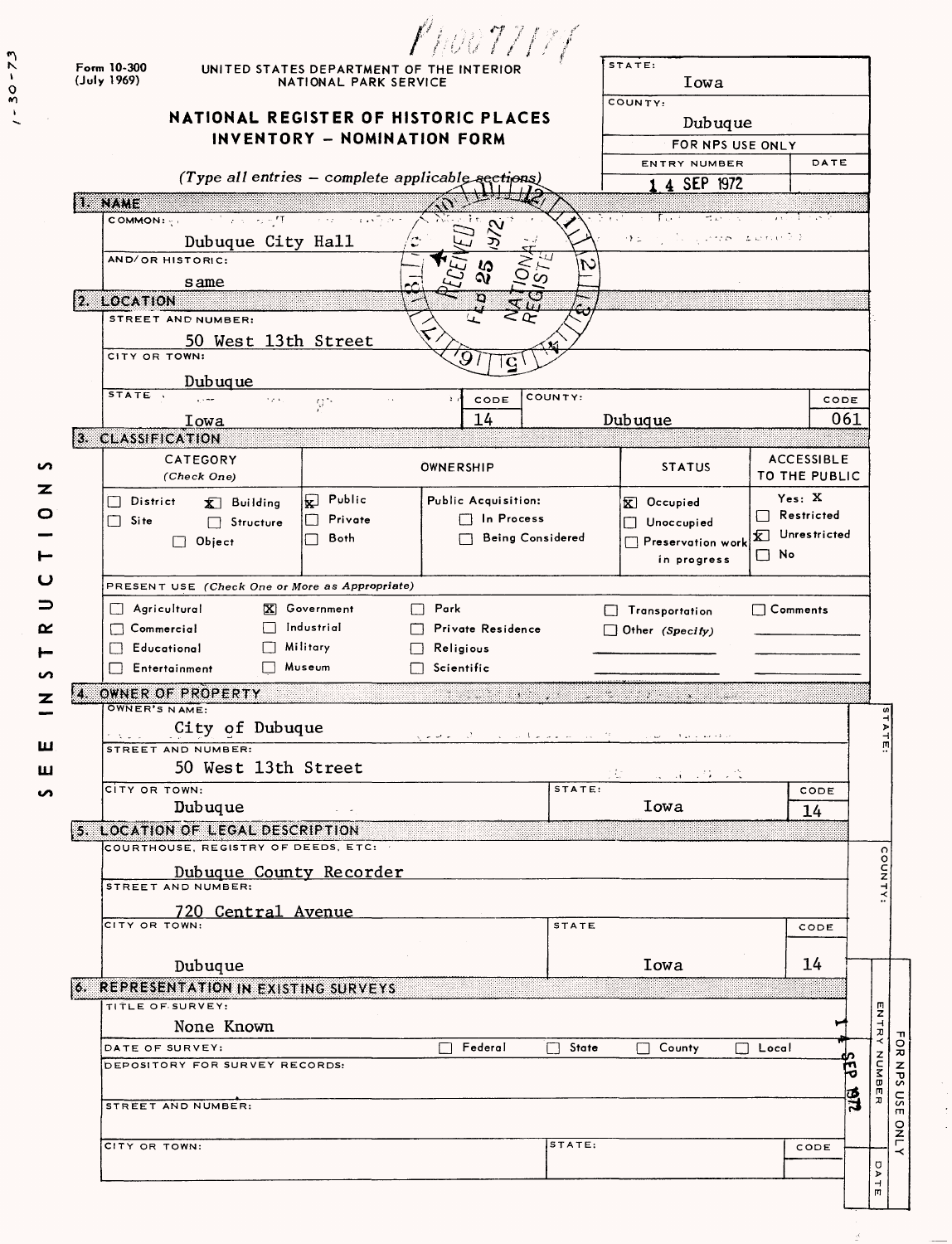Form 10-300
(July 1969)

UNITED STATES DEPARTMENT OF THE INTERIOR
NATIONAL PARK SERVICE

# NATIONAL REGISTER OF HISTORIC PLACES INVENTORY – NOMINATION FORM

*(Type all entries – complete applicable sections)*

| STATE: | |
|---|---|
| Iowa | |
| COUNTY: | |
| Dubuque | |
| FOR NPS USE ONLY | |
| ENTRY NUMBER | DATE |
| 14 SEP 1972 | |

RECEIVED FEB 25 1972 NATIONAL REGISTER

SEE INSTRUCTIONS

## 1. NAME

COMMON:
Dubuque City Hall

AND/OR HISTORIC:
same

## 2. LOCATION

STREET AND NUMBER:
50 West 13th Street

CITY OR TOWN:
Dubuque

| STATE | CODE | COUNTY: | CODE |
|---|---|---|---|
| Iowa | 14 | Dubuque | 061 |

## 3. CLASSIFICATION

| CATEGORY (Check One) | OWNERSHIP | | STATUS | ACCESSIBLE TO THE PUBLIC |
|---|---|---|---|---|
| ☐ District ☒ Building ☐ Site ☐ Structure ☐ Object | ☒ Public ☐ Private ☐ Both | Public Acquisition: ☐ In Process ☐ Being Considered | ☒ Occupied ☐ Unoccupied ☐ Preservation work in progress | Yes: X ☐ Restricted ☒ Unrestricted ☐ No |

PRESENT USE *(Check One or More as Appropriate)*

| | | | | |
|---|---|---|---|---|
| ☐ Agricultural | ☒ Government | ☐ Park | ☐ Transportation | ☐ Comments |
| ☐ Commercial | ☐ Industrial | ☐ Private Residence | ☐ Other *(Specify)* | |
| ☐ Educational | ☐ Military | ☐ Religious | | |
| ☐ Entertainment | ☐ Museum | ☐ Scientific | | |

## 4. OWNER OF PROPERTY

OWNER'S NAME:
City of Dubuque

STREET AND NUMBER:
50 West 13th Street

| CITY OR TOWN: | STATE: | CODE |
|---|---|---|
| Dubuque | Iowa | 14 |

## 5. LOCATION OF LEGAL DESCRIPTION

COURTHOUSE, REGISTRY OF DEEDS, ETC:
Dubuque County Recorder

STREET AND NUMBER:
720 Central Avenue

| CITY OR TOWN: | STATE | CODE |
|---|---|---|
| Dubuque | Iowa | 14 |

## 6. REPRESENTATION IN EXISTING SURVEYS

TITLE OF SURVEY:
None Known

DATE OF SURVEY: ☐ Federal ☐ State ☐ County ☐ Local

DEPOSITORY FOR SURVEY RECORDS:

STREET AND NUMBER:

| CITY OR TOWN: | STATE: | CODE |
|---|---|---|
| | | |

FOR NPS USE ONLY — ENTRY NUMBER: 14 SEP 1972 — DATE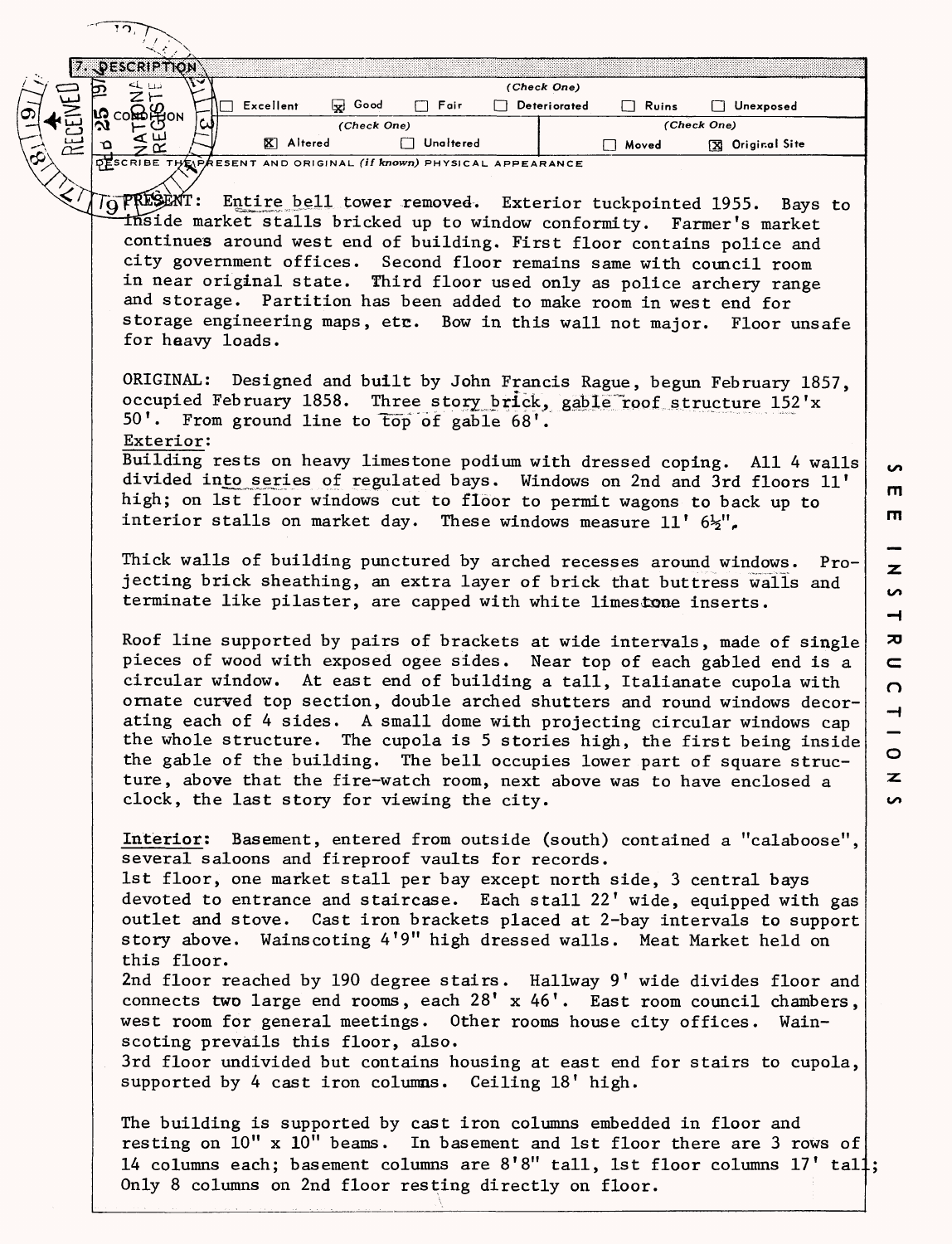## 7. DESCRIPTION

| CONDITION | (Check One) | | | | | |
|---|---|---|---|---|---|---|
| | ☐ Excellent | ☒ Good | ☐ Fair | ☐ Deteriorated | ☐ Ruins | ☐ Unexposed |
| | (Check One) | | | (Check One) | | |
| | ☒ Altered | ☐ Unaltered | | ☐ Moved | ☒ Original Site | |

DESCRIBE THE PRESENT AND ORIGINAL *(if known)* PHYSICAL APPEARANCE

PRESENT: Entire bell tower removed. Exterior tuckpointed 1955. Bays to inside market stalls bricked up to window conformity. Farmer's market continues around west end of building. First floor contains police and city government offices. Second floor remains same with council room in near original state. Third floor used only as police archery range and storage. Partition has been added to make room in west end for storage engineering maps, etc. Bow in this wall not major. Floor unsafe for heavy loads.

ORIGINAL: Designed and built by John Francis Rague, begun February 1857, occupied February 1858. Three story brick, gable roof structure 152'x 50'. From ground line to top of gable 68'.

Exterior:

Building rests on heavy limestone podium with dressed coping. All 4 walls divided into series of regulated bays. Windows on 2nd and 3rd floors 11' high; on 1st floor windows cut to floor to permit wagons to back up to interior stalls on market day. These windows measure 11' 6½".

Thick walls of building punctured by arched recesses around windows. Projecting brick sheathing, an extra layer of brick that buttress walls and terminate like pilaster, are capped with white limestone inserts.

Roof line supported by pairs of brackets at wide intervals, made of single pieces of wood with exposed ogee sides. Near top of each gabled end is a circular window. At east end of building a tall, Italianate cupola with ornate curved top section, double arched shutters and round windows decorating each of 4 sides. A small dome with projecting circular windows cap the whole structure. The cupola is 5 stories high, the first being inside the gable of the building. The bell occupies lower part of square structure, above that the fire-watch room, next above was to have enclosed a clock, the last story for viewing the city.

Interior: Basement, entered from outside (south) contained a "calaboose", several saloons and fireproof vaults for records.

1st floor, one market stall per bay except north side, 3 central bays devoted to entrance and staircase. Each stall 22' wide, equipped with gas outlet and stove. Cast iron brackets placed at 2-bay intervals to support story above. Wainscoting 4'9" high dressed walls. Meat Market held on this floor.

2nd floor reached by 190 degree stairs. Hallway 9' wide divides floor and connects two large end rooms, each 28' x 46'. East room council chambers, west room for general meetings. Other rooms house city offices. Wainscoting prevails this floor, also.

3rd floor undivided but contains housing at east end for stairs to cupola, supported by 4 cast iron columns. Ceiling 18' high.

The building is supported by cast iron columns embedded in floor and resting on 10" x 10" beams. In basement and 1st floor there are 3 rows of 14 columns each; basement columns are 8'8" tall, 1st floor columns 17' tall; Only 8 columns on 2nd floor resting directly on floor.

SEE INSTRUCTIONS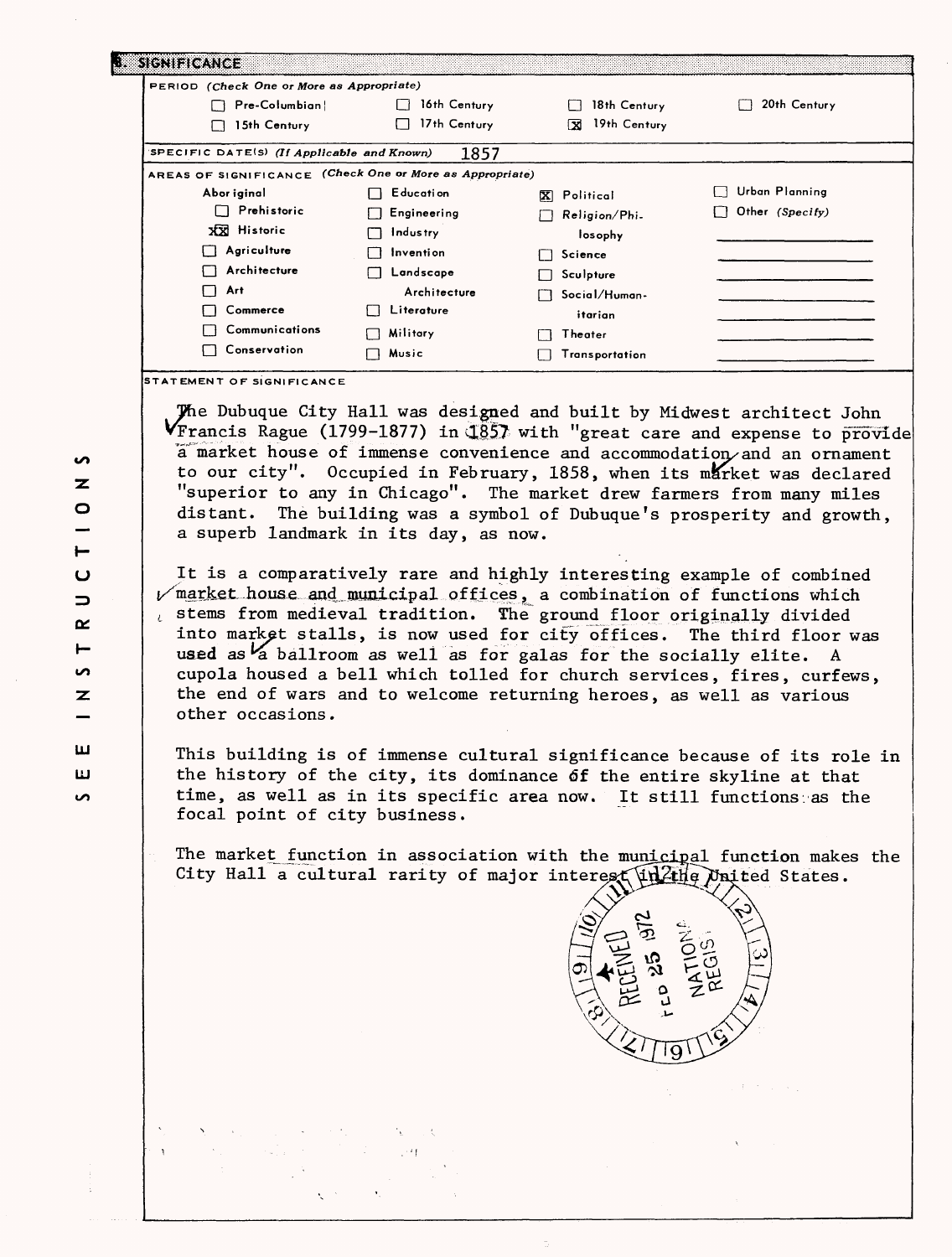## 8. SIGNIFICANCE

**PERIOD** *(Check One or More as Appropriate)*

| | | | |
|---|---|---|---|
| ☐ Pre-Columbian | ☐ 16th Century | ☐ 18th Century | ☐ 20th Century |
| ☐ 15th Century | ☐ 17th Century | ☒ 19th Century | |

**SPECIFIC DATE(S)** *(If Applicable and Known)* 1857

**AREAS OF SIGNIFICANCE** *(Check One or More as Appropriate)*

| | | | |
|---|---|---|---|
| Aboriginal | ☐ Education | ☒ Political | ☐ Urban Planning |
| ☐ Prehistoric | ☐ Engineering | ☐ Religion/Philosophy | ☐ Other *(Specify)* |
| ☒ Historic | ☐ Industry | ☐ Science | |
| ☐ Agriculture | ☐ Invention | ☐ Sculpture | |
| ☐ Architecture | ☐ Landscape Architecture | ☐ Social/Humanitarian | |
| ☐ Art | ☐ Literature | ☐ Theater | |
| ☐ Commerce | ☐ Military | ☐ Transportation | |
| ☐ Communications | ☐ Music | | |
| ☐ Conservation | | | |

**STATEMENT OF SIGNIFICANCE**

The Dubuque City Hall was designed and built by Midwest architect John Francis Rague (1799-1877) in 1857 with "great care and expense to provide a market house of immense convenience and accommodation and an ornament to our city". Occupied in February, 1858, when its market was declared "superior to any in Chicago". The market drew farmers from many miles distant. The building was a symbol of Dubuque's prosperity and growth, a superb landmark in its day, as now.

It is a comparatively rare and highly interesting example of combined market house and municipal offices, a combination of functions which stems from medieval tradition. The ground floor originally divided into market stalls, is now used for city offices. The third floor was used as a ballroom as well as for galas for the socially elite. A cupola housed a bell which tolled for church services, fires, curfews, the end of wars and to welcome returning heroes, as well as various other occasions.

This building is of immense cultural significance because of its role in the history of the city, its dominance of the entire skyline at that time, as well as in its specific area now. It still functions as the focal point of city business.

The market function in association with the municipal function makes the City Hall a cultural rarity of major interest in the United States.

RECEIVED FEB 25 1972 NATIONAL REGISTER

SEE INSTRUCTIONS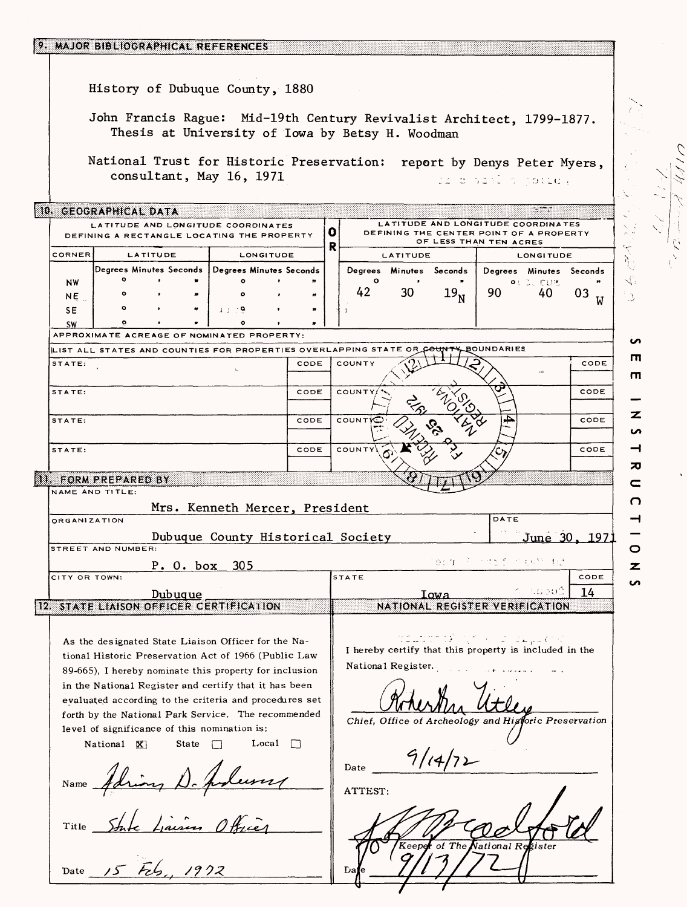## 9. MAJOR BIBLIOGRAPHICAL REFERENCES

History of Dubuque County, 1880

John Francis Rague: Mid-19th Century Revivalist Architect, 1799-1877. Thesis at University of Iowa by Betsy H. Woodman

National Trust for Historic Preservation: report by Denys Peter Myers, consultant, May 16, 1971

## 10. GEOGRAPHICAL DATA

| LATITUDE AND LONGITUDE COORDINATES DEFINING A RECTANGLE LOCATING THE PROPERTY | | | OR | LATITUDE AND LONGITUDE COORDINATES DEFINING THE CENTER POINT OF A PROPERTY OF LESS THAN TEN ACRES | |
|---|---|---|---|---|---|
| CORNER | LATITUDE | LONGITUDE | | LATITUDE | LONGITUDE |
| | Degrees Minutes Seconds | Degrees Minutes Seconds | | Degrees Minutes Seconds | Degrees Minutes Seconds |
| NW | ° ' " | ° ' " | | 42° 30' 19" N | 90° 40' 03" W |
| NE | ° ' " | ° ' " | | | |
| SE | ° ' " | ° ' " | | | |
| SW | ° ' " | ° ' " | | | |

APPROXIMATE ACREAGE OF NOMINATED PROPERTY:

LIST ALL STATES AND COUNTIES FOR PROPERTIES OVERLAPPING STATE OR COUNTY BOUNDARIES

| STATE: | CODE | COUNTY | CODE |
|---|---|---|---|
| STATE: | CODE | COUNTY: | CODE |
| STATE: | CODE | COUNTY: | CODE |
| STATE: | CODE | COUNTY: | CODE |

RECEIVED FEB 25 1972 NATIONAL REGISTER

SEE INSTRUCTIONS

## 11. FORM PREPARED BY

NAME AND TITLE:
Mrs. Kenneth Mercer, President

ORGANIZATION: Dubuque County Historical Society

DATE: June 30, 1971

STREET AND NUMBER: P. O. box 305

CITY OR TOWN: Dubuque

STATE: Iowa

CODE: 14

## 12. STATE LIAISON OFFICER CERTIFICATION

As the designated State Liaison Officer for the National Historic Preservation Act of 1966 (Public Law 89-665), I hereby nominate this property for inclusion in the National Register and certify that it has been evaluated according to the criteria and procedures set forth by the National Park Service. The recommended level of significance of this nomination is:

National [X] State [ ] Local [ ]

Name: Adrian D. Anderson

Title: State Liaison Officer

Date: 15 Feb., 1972

## NATIONAL REGISTER VERIFICATION

I hereby certify that this property is included in the National Register.

Robert M. Utley

*Chief, Office of Archeology and Historic Preservation*

Date: 9/14/72

ATTEST:

*Keeper of The National Register*

Date: 9/13/72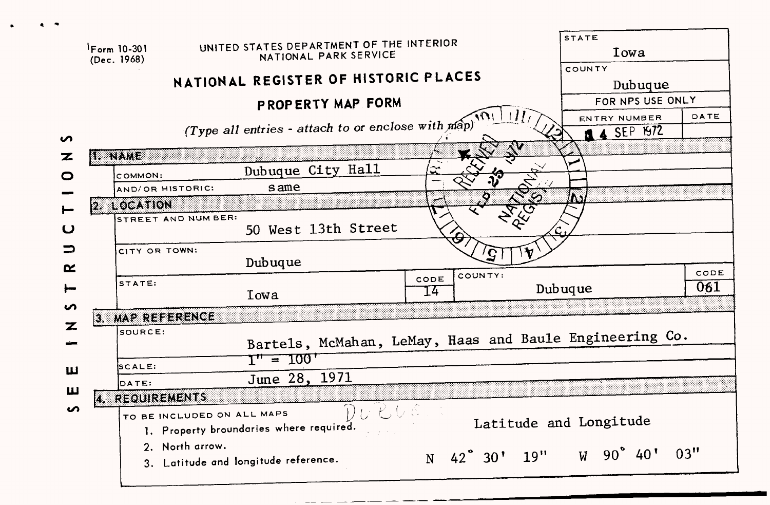Form 10-301
(Dec. 1968)

UNITED STATES DEPARTMENT OF THE INTERIOR
NATIONAL PARK SERVICE

# NATIONAL REGISTER OF HISTORIC PLACES

## PROPERTY MAP FORM

*(Type all entries - attach to or enclose with map)*

| STATE | |
|---|---|
| Iowa | |
| COUNTY | |
| Dubuque | |
| FOR NPS USE ONLY | |
| ENTRY NUMBER | DATE |
| 14 SEP 1972 | |

RECEIVED FEB 25 1972 NATIONAL REGISTER

SEE INSTRUCTIONS

**1. NAME**

COMMON: Dubuque City Hall

AND/OR HISTORIC: same

**2. LOCATION**

STREET AND NUMBER: 50 West 13th Street

CITY OR TOWN: Dubuque

| STATE: | CODE | COUNTY: | CODE |
|---|---|---|---|
| Iowa | 14 | Dubuque | 061 |

**3. MAP REFERENCE**

SOURCE: Bartels, McMahan, LeMay, Haas and Baule Engineering Co.

SCALE: 1" = 100'

DATE: June 28, 1971

**4. REQUIREMENTS**

TO BE INCLUDED ON ALL MAPS

1. Property broundaries where required.
2. North arrow.
3. Latitude and longitude reference.

Latitude and Longitude

N 42° 30' 19" W 90° 40' 03"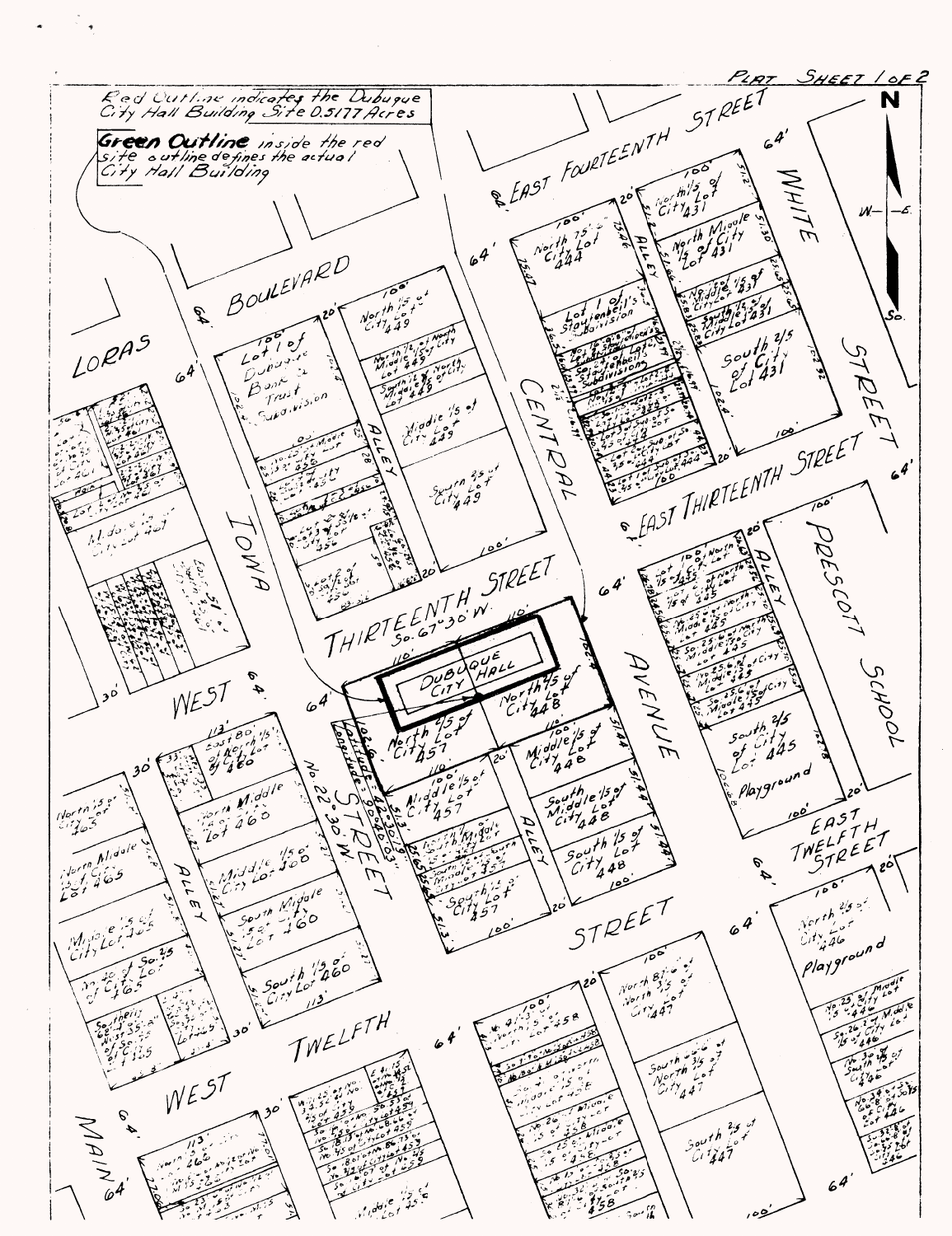PLAT SHEET 1 OF 2

Red Outline indicates the Dubuque City Hall Building Site 0.5177 Acres

**Green Outline** inside the red site outline defines the actual City Hall Building

EAST FOURTEENTH STREET

BOULEVARD

LORAS

IOWA

CENTRAL

WHITE STREET

EAST THIRTEENTH STREET

THIRTEENTH STREET
So. 67°30' W.

DUBUQUE CITY HALL

North 1/5 of City Lot 448

North 1/5 of City Lot 457

WEST

STREET
No. 22°30' W.

AVENUE

PRESCOTT SCHOOL

Playground

EAST TWELFTH STREET

TWELFTH

WEST

MAIN

ALLEY

Middle 1/5 of City Lot 448

South Middle 1/5 of City Lot 448

South 1/5 of City Lot 448

Middle 1/5 of City Lot 457

South 1/5 of City Lot 457

North 1/5 of City Lot 449

Middle 1/5 of City Lot 449

South 2/5 of City Lot 449

Lot 1 of Dubuque Bank & Trust Subdivision

North 75' of City Lot 444

Lot 1 of Stoltenbell's Subdivision

North 1/5 of City Lot 431

North Middle 1/5 of City Lot 431

South 2/5 of City Lot 431

South 2/5 of City Lot 445

North 2/5 of City Lot 446

Playground

North 3/5 of City Lot 447

South 2/5 of City Lot 447

North Middle 1/5 of City Lot 460

Middle 1/5 of City Lot 460

South Middle 1/5 of City Lot 460

South 1/5 of City Lot 460

North Middle 1/5 of City Lot 465

Middle 1/5 of City Lot 465

Middle 1/5 of City Lot 461